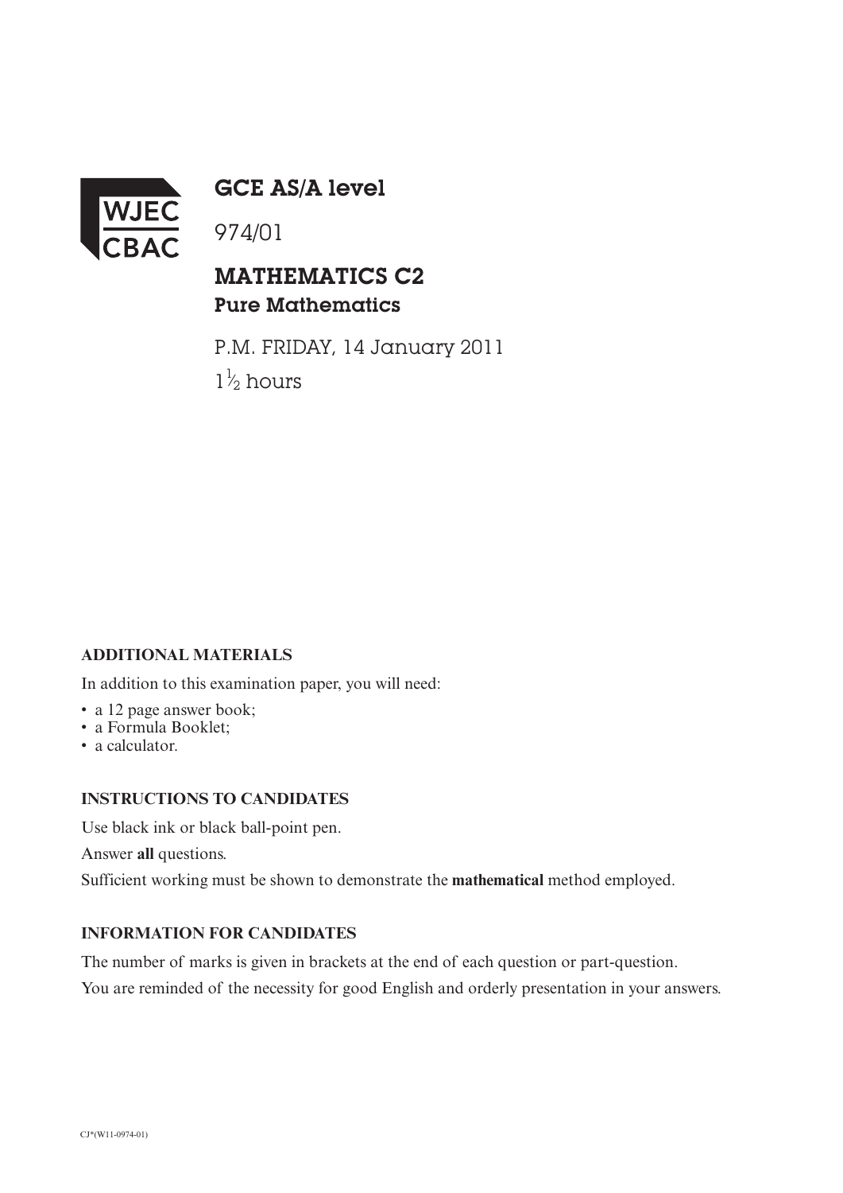WJEC CBAC

# GCE AS/A level

974/01

## MATHEMATICS C2
### Pure Mathematics

P.M. FRIDAY, 14 January 2011

$1\frac{1}{2}$ hours

**ADDITIONAL MATERIALS**

In addition to this examination paper, you will need:

- a 12 page answer book;
- a Formula Booklet;
- a calculator.

**INSTRUCTIONS TO CANDIDATES**

Use black ink or black ball-point pen.

Answer **all** questions.

Sufficient working must be shown to demonstrate the **mathematical** method employed.

**INFORMATION FOR CANDIDATES**

The number of marks is given in brackets at the end of each question or part-question.

You are reminded of the necessity for good English and orderly presentation in your answers.

CJ*(W11-0974-01)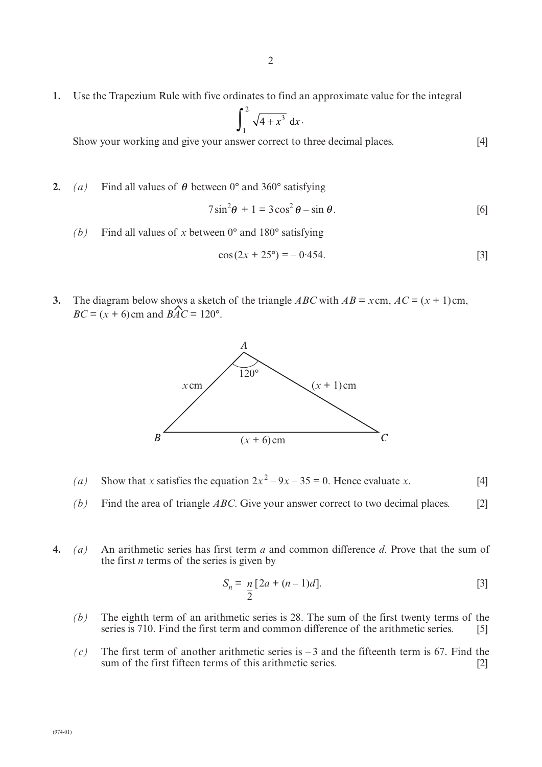1. Use the Trapezium Rule with five ordinates to find an approximate value for the integral

$$\int_1^2 \sqrt{4 + x^3}\, dx.$$

Show your working and give your answer correct to three decimal places. [4]

2. *(a)* Find all values of $\theta$ between 0° and 360° satisfying

$$7\sin^2\theta + 1 = 3\cos^2\theta - \sin\theta. \quad [6]$$

*(b)* Find all values of $x$ between 0° and 180° satisfying

$$\cos(2x + 25°) = -0{\cdot}454. \quad [3]$$

3. The diagram below shows a sketch of the triangle $ABC$ with $AB = x$ cm, $AC = (x + 1)$ cm, $BC = (x + 6)$ cm and $B\hat{A}C = 120°$.

*(a)* Show that $x$ satisfies the equation $2x^2 - 9x - 35 = 0$. Hence evaluate $x$. [4]

*(b)* Find the area of triangle $ABC$. Give your answer correct to two decimal places. [2]

4. *(a)* An arithmetic series has first term $a$ and common difference $d$. Prove that the sum of the first $n$ terms of the series is given by

$$S_n = \frac{n}{2}[2a + (n - 1)d]. \quad [3]$$

*(b)* The eighth term of an arithmetic series is 28. The sum of the first twenty terms of the series is 710. Find the first term and common difference of the arithmetic series. [5]

*(c)* The first term of another arithmetic series is $-3$ and the fifteenth term is 67. Find the sum of the first fifteen terms of this arithmetic series. [2]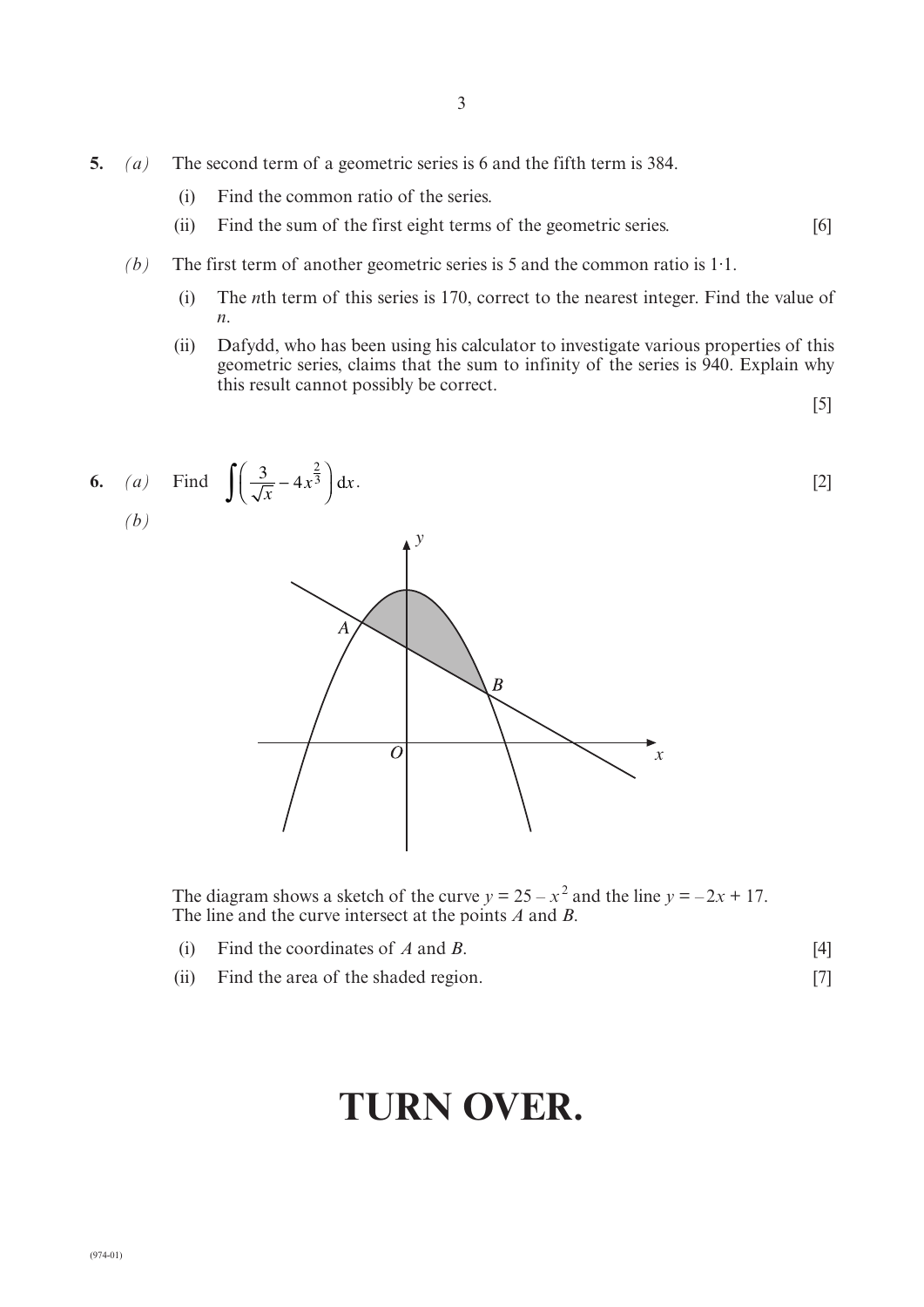**5.** *(a)* The second term of a geometric series is 6 and the fifth term is 384.

(i) Find the common ratio of the series.

(ii) Find the sum of the first eight terms of the geometric series. [6]

*(b)* The first term of another geometric series is 5 and the common ratio is 1·1.

(i) The $n$th term of this series is 170, correct to the nearest integer. Find the value of $n$.

(ii) Dafydd, who has been using his calculator to investigate various properties of this geometric series, claims that the sum to infinity of the series is 940. Explain why this result cannot possibly be correct.

[5]

**6.** *(a)* Find $\displaystyle\int\left(\frac{3}{\sqrt{x}} - 4x^{\frac{2}{3}}\right)\mathrm{d}x$. [2]

*(b)*

The diagram shows a sketch of the curve $y = 25 - x^2$ and the line $y = -2x + 17$. The line and the curve intersect at the points $A$ and $B$.

(i) Find the coordinates of $A$ and $B$. [4]

(ii) Find the area of the shaded region. [7]

# TURN OVER.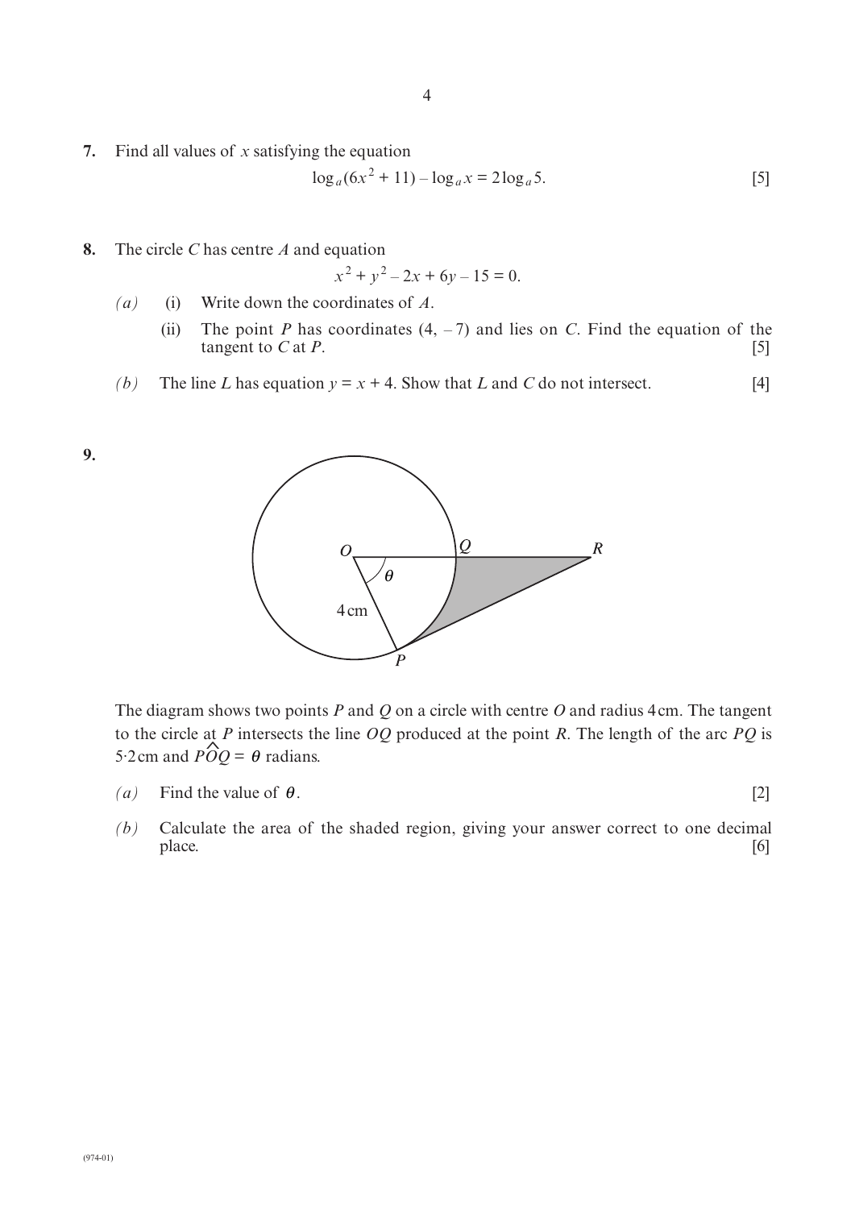**7.** Find all values of $x$ satisfying the equation

$$\log_a(6x^2 + 11) - \log_a x = 2\log_a 5. \qquad [5]$$

**8.** The circle $C$ has centre $A$ and equation

$$x^2 + y^2 - 2x + 6y - 15 = 0.$$

*(a)* (i) Write down the coordinates of $A$.

(ii) The point $P$ has coordinates $(4, -7)$ and lies on $C$. Find the equation of the tangent to $C$ at $P$. [5]

*(b)* The line $L$ has equation $y = x + 4$. Show that $L$ and $C$ do not intersect. [4]

**9.**

O
Q
R
$\theta$
4 cm
P

The diagram shows two points $P$ and $Q$ on a circle with centre $O$ and radius 4 cm. The tangent to the circle at $P$ intersects the line $OQ$ produced at the point $R$. The length of the arc $PQ$ is 5·2 cm and $P\hat{O}Q = \theta$ radians.

*(a)* Find the value of $\theta$. [2]

*(b)* Calculate the area of the shaded region, giving your answer correct to one decimal place. [6]